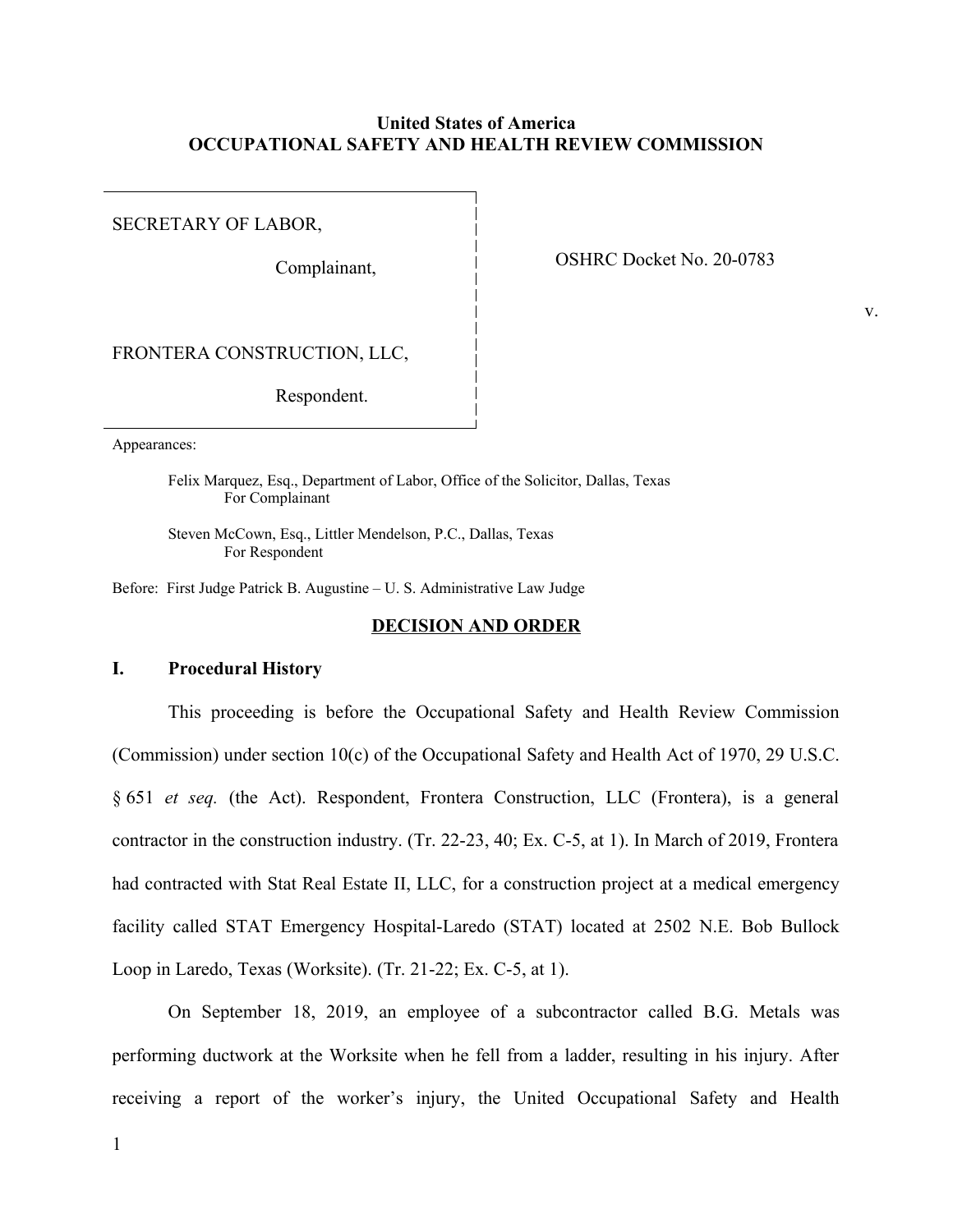**United States of America**
**OCCUPATIONAL SAFETY AND HEALTH REVIEW COMMISSION**

SECRETARY OF LABOR,

Complainant,

v.

FRONTERA CONSTRUCTION, LLC,

Respondent.

OSHRC Docket No. 20-0783

Appearances:

Felix Marquez, Esq., Department of Labor, Office of the Solicitor, Dallas, Texas
For Complainant

Steven McCown, Esq., Littler Mendelson, P.C., Dallas, Texas
For Respondent

Before: First Judge Patrick B. Augustine – U. S. Administrative Law Judge

## DECISION AND ORDER

## I. Procedural History

This proceeding is before the Occupational Safety and Health Review Commission (Commission) under section 10(c) of the Occupational Safety and Health Act of 1970, 29 U.S.C. § 651 *et seq.* (the Act). Respondent, Frontera Construction, LLC (Frontera), is a general contractor in the construction industry. (Tr. 22-23, 40; Ex. C-5, at 1). In March of 2019, Frontera had contracted with Stat Real Estate II, LLC, for a construction project at a medical emergency facility called STAT Emergency Hospital-Laredo (STAT) located at 2502 N.E. Bob Bullock Loop in Laredo, Texas (Worksite). (Tr. 21-22; Ex. C-5, at 1).

On September 18, 2019, an employee of a subcontractor called B.G. Metals was performing ductwork at the Worksite when he fell from a ladder, resulting in his injury. After receiving a report of the worker's injury, the United Occupational Safety and Health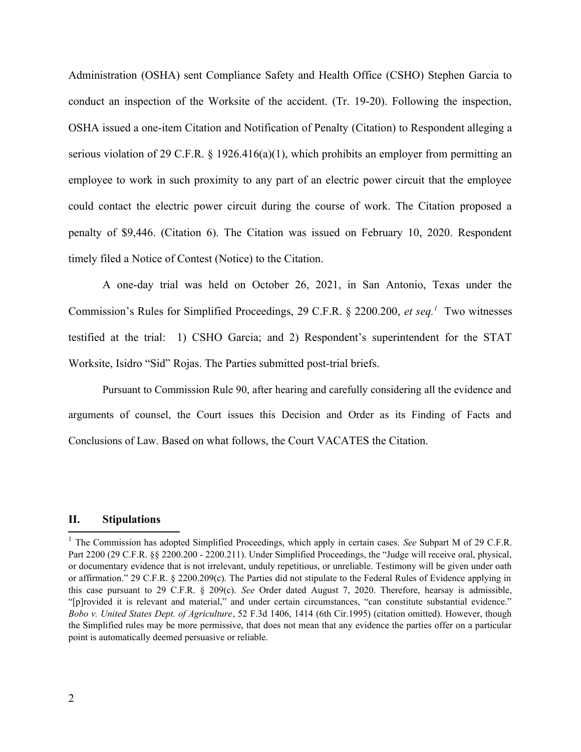Administration (OSHA) sent Compliance Safety and Health Office (CSHO) Stephen Garcia to conduct an inspection of the Worksite of the accident. (Tr. 19-20). Following the inspection, OSHA issued a one-item Citation and Notification of Penalty (Citation) to Respondent alleging a serious violation of 29 C.F.R. § 1926.416(a)(1), which prohibits an employer from permitting an employee to work in such proximity to any part of an electric power circuit that the employee could contact the electric power circuit during the course of work. The Citation proposed a penalty of $9,446. (Citation 6). The Citation was issued on February 10, 2020. Respondent timely filed a Notice of Contest (Notice) to the Citation.

A one-day trial was held on October 26, 2021, in San Antonio, Texas under the Commission's Rules for Simplified Proceedings, 29 C.F.R. § 2200.200, *et seq.*[1] Two witnesses testified at the trial: 1) CSHO Garcia; and 2) Respondent's superintendent for the STAT Worksite, Isidro "Sid" Rojas. The Parties submitted post-trial briefs.

Pursuant to Commission Rule 90, after hearing and carefully considering all the evidence and arguments of counsel, the Court issues this Decision and Order as its Finding of Facts and Conclusions of Law. Based on what follows, the Court VACATES the Citation.

## II. Stipulations

[1] The Commission has adopted Simplified Proceedings, which apply in certain cases. *See* Subpart M of 29 C.F.R. Part 2200 (29 C.F.R. §§ 2200.200 - 2200.211). Under Simplified Proceedings, the "Judge will receive oral, physical, or documentary evidence that is not irrelevant, unduly repetitious, or unreliable. Testimony will be given under oath or affirmation." 29 C.F.R. § 2200.209(c). The Parties did not stipulate to the Federal Rules of Evidence applying in this case pursuant to 29 C.F.R. § 209(c). *See* Order dated August 7, 2020. Therefore, hearsay is admissible, "[p]rovided it is relevant and material," and under certain circumstances, "can constitute substantial evidence." *Bobo v. United States Dept. of Agriculture*, 52 F.3d 1406, 1414 (6th Cir.1995) (citation omitted). However, though the Simplified rules may be more permissive, that does not mean that any evidence the parties offer on a particular point is automatically deemed persuasive or reliable.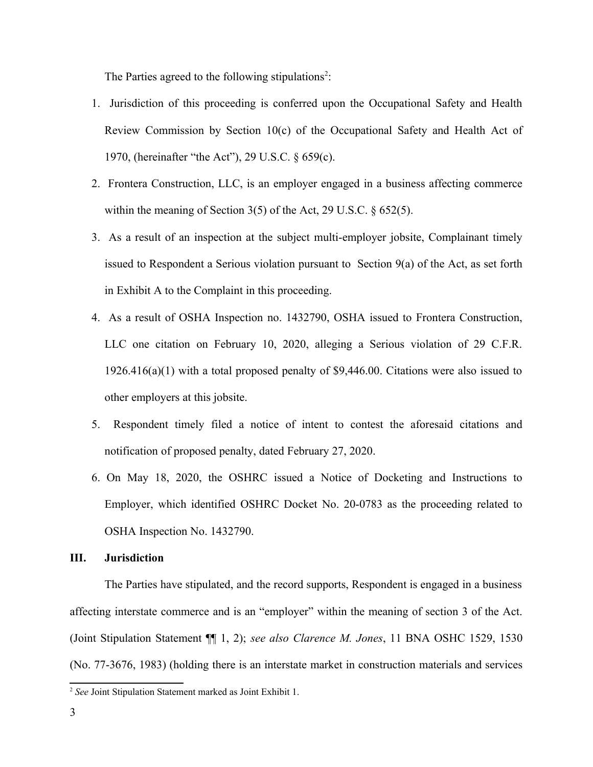The Parties agreed to the following stipulations[2]:

1. Jurisdiction of this proceeding is conferred upon the Occupational Safety and Health Review Commission by Section 10(c) of the Occupational Safety and Health Act of 1970, (hereinafter "the Act"), 29 U.S.C. § 659(c).
2. Frontera Construction, LLC, is an employer engaged in a business affecting commerce within the meaning of Section 3(5) of the Act, 29 U.S.C. § 652(5).
3. As a result of an inspection at the subject multi-employer jobsite, Complainant timely issued to Respondent a Serious violation pursuant to Section 9(a) of the Act, as set forth in Exhibit A to the Complaint in this proceeding.
4. As a result of OSHA Inspection no. 1432790, OSHA issued to Frontera Construction, LLC one citation on February 10, 2020, alleging a Serious violation of 29 C.F.R. 1926.416(a)(1) with a total proposed penalty of $9,446.00. Citations were also issued to other employers at this jobsite.
5. Respondent timely filed a notice of intent to contest the aforesaid citations and notification of proposed penalty, dated February 27, 2020.
6. On May 18, 2020, the OSHRC issued a Notice of Docketing and Instructions to Employer, which identified OSHRC Docket No. 20-0783 as the proceeding related to OSHA Inspection No. 1432790.

## III. Jurisdiction

The Parties have stipulated, and the record supports, Respondent is engaged in a business affecting interstate commerce and is an "employer" within the meaning of section 3 of the Act. (Joint Stipulation Statement ¶¶ 1, 2); *see also Clarence M. Jones*, 11 BNA OSHC 1529, 1530 (No. 77-3676, 1983) (holding there is an interstate market in construction materials and services

[2] *See* Joint Stipulation Statement marked as Joint Exhibit 1.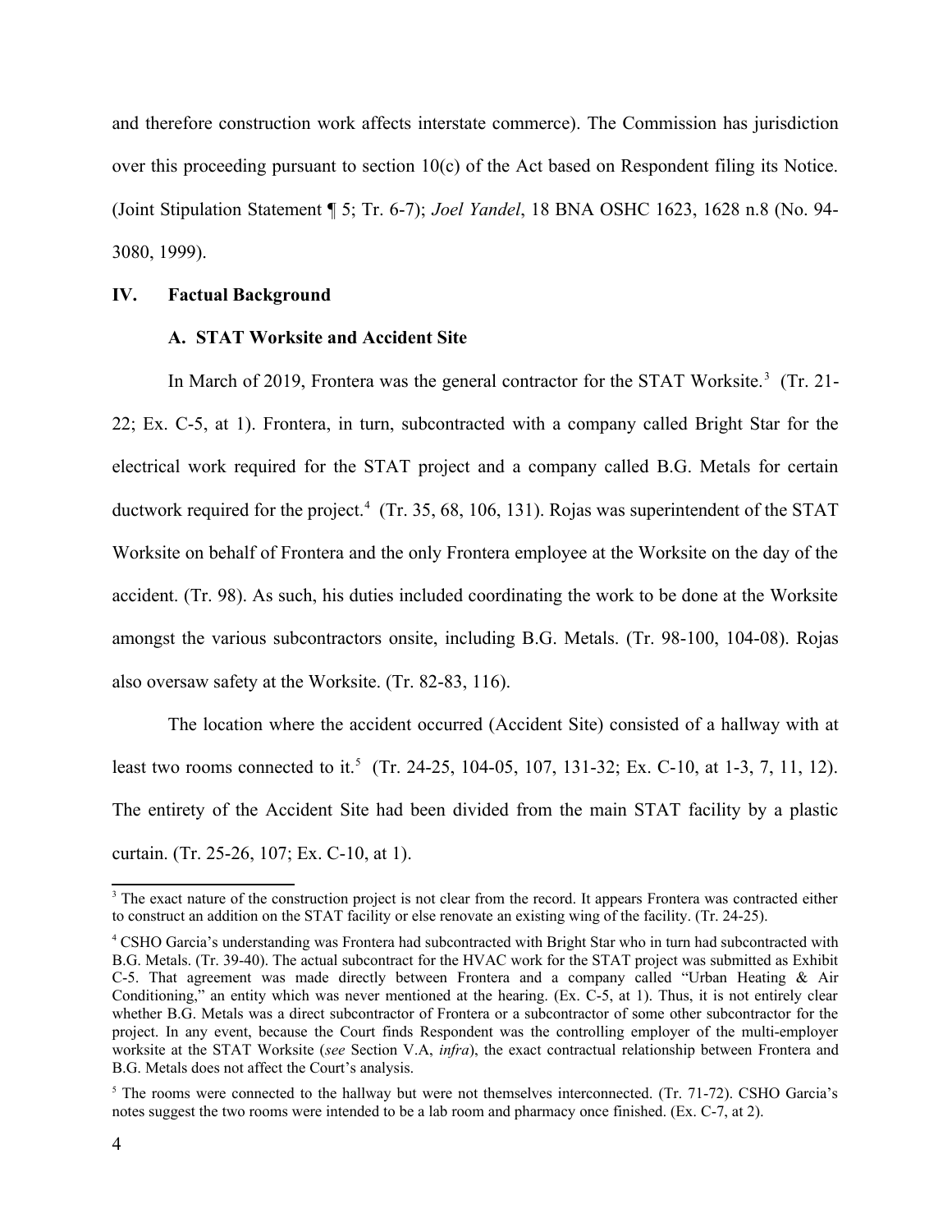and therefore construction work affects interstate commerce). The Commission has jurisdiction over this proceeding pursuant to section 10(c) of the Act based on Respondent filing its Notice. (Joint Stipulation Statement ¶ 5; Tr. 6-7); *Joel Yandel*, 18 BNA OSHC 1623, 1628 n.8 (No. 94-3080, 1999).

## IV. Factual Background

### A. STAT Worksite and Accident Site

In March of 2019, Frontera was the general contractor for the STAT Worksite.[3] (Tr. 21-22; Ex. C-5, at 1). Frontera, in turn, subcontracted with a company called Bright Star for the electrical work required for the STAT project and a company called B.G. Metals for certain ductwork required for the project.[4] (Tr. 35, 68, 106, 131). Rojas was superintendent of the STAT Worksite on behalf of Frontera and the only Frontera employee at the Worksite on the day of the accident. (Tr. 98). As such, his duties included coordinating the work to be done at the Worksite amongst the various subcontractors onsite, including B.G. Metals. (Tr. 98-100, 104-08). Rojas also oversaw safety at the Worksite. (Tr. 82-83, 116).

The location where the accident occurred (Accident Site) consisted of a hallway with at least two rooms connected to it.[5] (Tr. 24-25, 104-05, 107, 131-32; Ex. C-10, at 1-3, 7, 11, 12). The entirety of the Accident Site had been divided from the main STAT facility by a plastic curtain. (Tr. 25-26, 107; Ex. C-10, at 1).

---

[3] The exact nature of the construction project is not clear from the record. It appears Frontera was contracted either to construct an addition on the STAT facility or else renovate an existing wing of the facility. (Tr. 24-25).

[4] CSHO Garcia's understanding was Frontera had subcontracted with Bright Star who in turn had subcontracted with B.G. Metals. (Tr. 39-40). The actual subcontract for the HVAC work for the STAT project was submitted as Exhibit C-5. That agreement was made directly between Frontera and a company called "Urban Heating & Air Conditioning," an entity which was never mentioned at the hearing. (Ex. C-5, at 1). Thus, it is not entirely clear whether B.G. Metals was a direct subcontractor of Frontera or a subcontractor of some other subcontractor for the project. In any event, because the Court finds Respondent was the controlling employer of the multi-employer worksite at the STAT Worksite (*see* Section V.A, *infra*), the exact contractual relationship between Frontera and B.G. Metals does not affect the Court's analysis.

[5] The rooms were connected to the hallway but were not themselves interconnected. (Tr. 71-72). CSHO Garcia's notes suggest the two rooms were intended to be a lab room and pharmacy once finished. (Ex. C-7, at 2).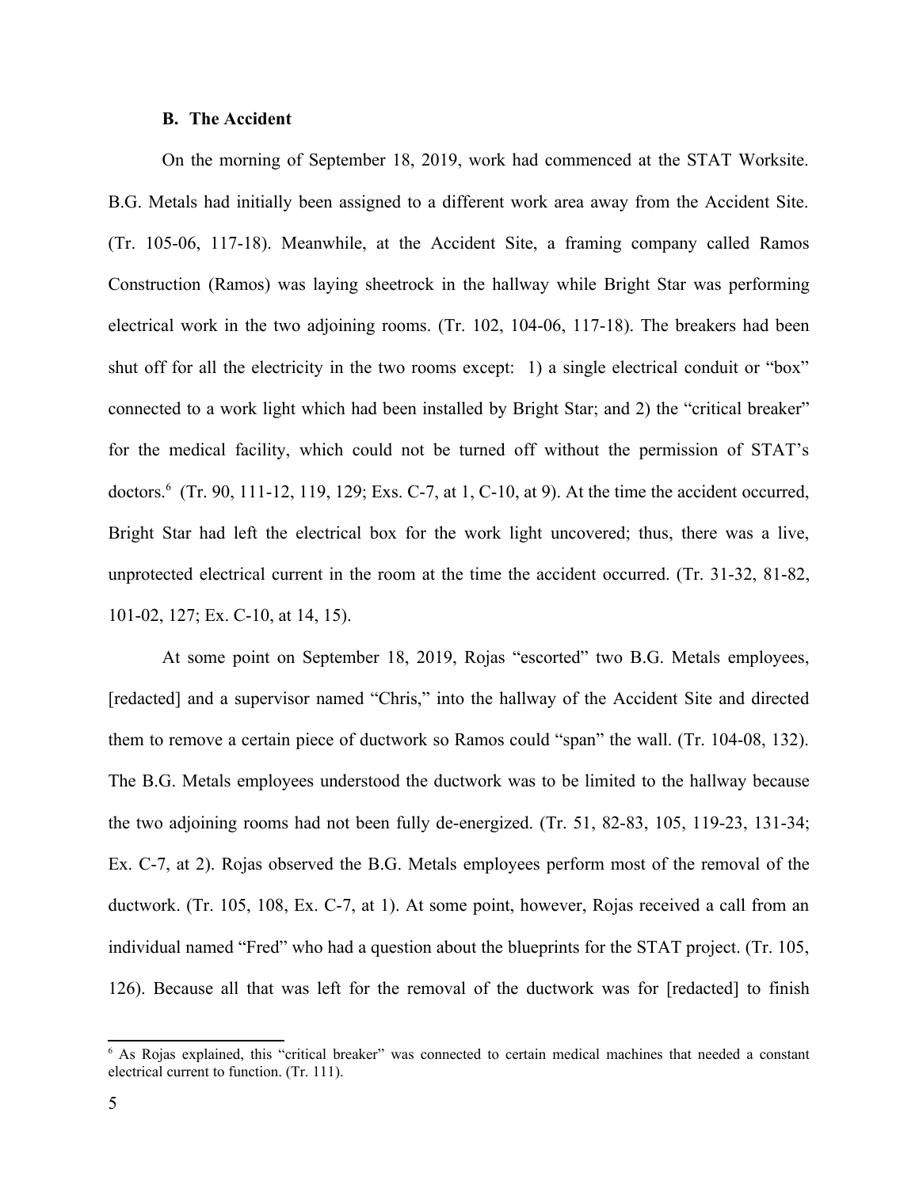### B. The Accident

On the morning of September 18, 2019, work had commenced at the STAT Worksite. B.G. Metals had initially been assigned to a different work area away from the Accident Site. (Tr. 105-06, 117-18). Meanwhile, at the Accident Site, a framing company called Ramos Construction (Ramos) was laying sheetrock in the hallway while Bright Star was performing electrical work in the two adjoining rooms. (Tr. 102, 104-06, 117-18). The breakers had been shut off for all the electricity in the two rooms except: 1) a single electrical conduit or "box" connected to a work light which had been installed by Bright Star; and 2) the "critical breaker" for the medical facility, which could not be turned off without the permission of STAT's doctors.[6] (Tr. 90, 111-12, 119, 129; Exs. C-7, at 1, C-10, at 9). At the time the accident occurred, Bright Star had left the electrical box for the work light uncovered; thus, there was a live, unprotected electrical current in the room at the time the accident occurred. (Tr. 31-32, 81-82, 101-02, 127; Ex. C-10, at 14, 15).

At some point on September 18, 2019, Rojas "escorted" two B.G. Metals employees, [redacted] and a supervisor named "Chris," into the hallway of the Accident Site and directed them to remove a certain piece of ductwork so Ramos could "span" the wall. (Tr. 104-08, 132). The B.G. Metals employees understood the ductwork was to be limited to the hallway because the two adjoining rooms had not been fully de-energized. (Tr. 51, 82-83, 105, 119-23, 131-34; Ex. C-7, at 2). Rojas observed the B.G. Metals employees perform most of the removal of the ductwork. (Tr. 105, 108, Ex. C-7, at 1). At some point, however, Rojas received a call from an individual named "Fred" who had a question about the blueprints for the STAT project. (Tr. 105, 126). Because all that was left for the removal of the ductwork was for [redacted] to finish

[6] As Rojas explained, this "critical breaker" was connected to certain medical machines that needed a constant electrical current to function. (Tr. 111).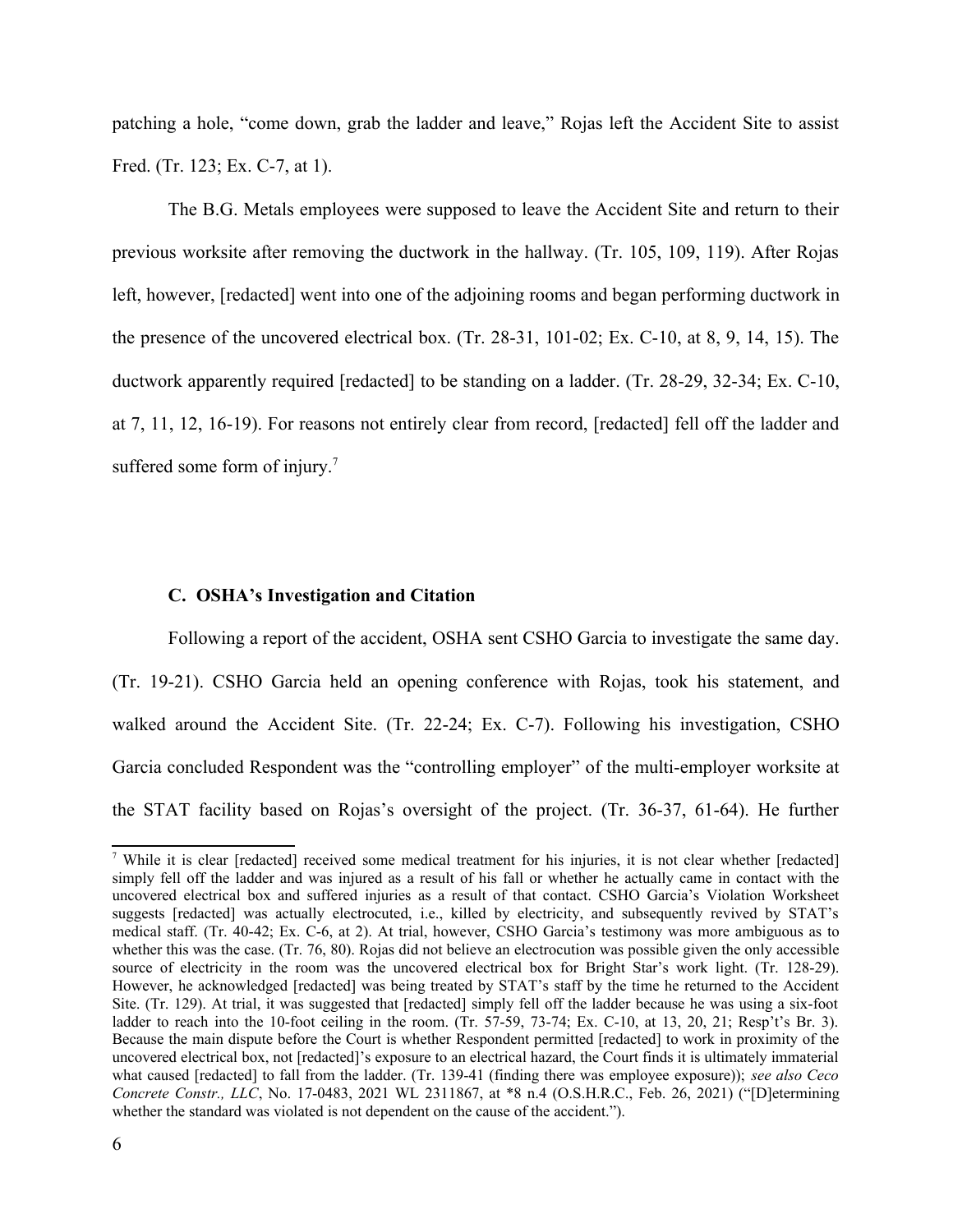patching a hole, "come down, grab the ladder and leave," Rojas left the Accident Site to assist Fred. (Tr. 123; Ex. C-7, at 1).

The B.G. Metals employees were supposed to leave the Accident Site and return to their previous worksite after removing the ductwork in the hallway. (Tr. 105, 109, 119). After Rojas left, however, [redacted] went into one of the adjoining rooms and began performing ductwork in the presence of the uncovered electrical box. (Tr. 28-31, 101-02; Ex. C-10, at 8, 9, 14, 15). The ductwork apparently required [redacted] to be standing on a ladder. (Tr. 28-29, 32-34; Ex. C-10, at 7, 11, 12, 16-19). For reasons not entirely clear from record, [redacted] fell off the ladder and suffered some form of injury.[7]

### C. OSHA's Investigation and Citation

Following a report of the accident, OSHA sent CSHO Garcia to investigate the same day. (Tr. 19-21). CSHO Garcia held an opening conference with Rojas, took his statement, and walked around the Accident Site. (Tr. 22-24; Ex. C-7). Following his investigation, CSHO Garcia concluded Respondent was the "controlling employer" of the multi-employer worksite at the STAT facility based on Rojas's oversight of the project. (Tr. 36-37, 61-64). He further

---

[7] While it is clear [redacted] received some medical treatment for his injuries, it is not clear whether [redacted] simply fell off the ladder and was injured as a result of his fall or whether he actually came in contact with the uncovered electrical box and suffered injuries as a result of that contact. CSHO Garcia's Violation Worksheet suggests [redacted] was actually electrocuted, i.e., killed by electricity, and subsequently revived by STAT's medical staff. (Tr. 40-42; Ex. C-6, at 2). At trial, however, CSHO Garcia's testimony was more ambiguous as to whether this was the case. (Tr. 76, 80). Rojas did not believe an electrocution was possible given the only accessible source of electricity in the room was the uncovered electrical box for Bright Star's work light. (Tr. 128-29). However, he acknowledged [redacted] was being treated by STAT's staff by the time he returned to the Accident Site. (Tr. 129). At trial, it was suggested that [redacted] simply fell off the ladder because he was using a six-foot ladder to reach into the 10-foot ceiling in the room. (Tr. 57-59, 73-74; Ex. C-10, at 13, 20, 21; Resp't's Br. 3). Because the main dispute before the Court is whether Respondent permitted [redacted] to work in proximity of the uncovered electrical box, not [redacted]'s exposure to an electrical hazard, the Court finds it is ultimately immaterial what caused [redacted] to fall from the ladder. (Tr. 139-41 (finding there was employee exposure)); *see also Ceco Concrete Constr., LLC*, No. 17-0483, 2021 WL 2311867, at *8 n.4 (O.S.H.R.C., Feb. 26, 2021) ("[D]etermining whether the standard was violated is not dependent on the cause of the accident.").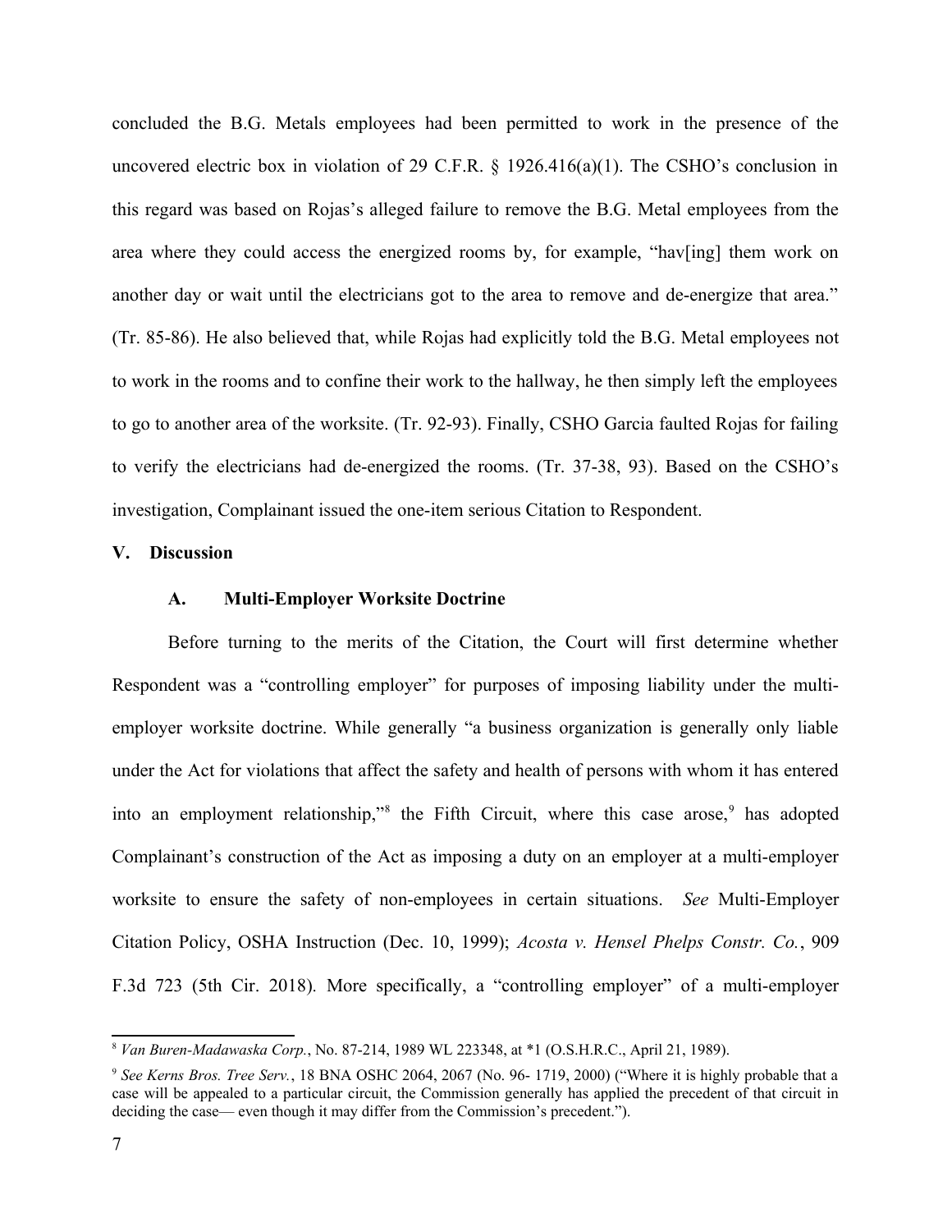concluded the B.G. Metals employees had been permitted to work in the presence of the uncovered electric box in violation of 29 C.F.R. § 1926.416(a)(1). The CSHO's conclusion in this regard was based on Rojas's alleged failure to remove the B.G. Metal employees from the area where they could access the energized rooms by, for example, "hav[ing] them work on another day or wait until the electricians got to the area to remove and de-energize that area." (Tr. 85-86). He also believed that, while Rojas had explicitly told the B.G. Metal employees not to work in the rooms and to confine their work to the hallway, he then simply left the employees to go to another area of the worksite. (Tr. 92-93). Finally, CSHO Garcia faulted Rojas for failing to verify the electricians had de-energized the rooms. (Tr. 37-38, 93). Based on the CSHO's investigation, Complainant issued the one-item serious Citation to Respondent.

## V. Discussion

### A. Multi-Employer Worksite Doctrine

Before turning to the merits of the Citation, the Court will first determine whether Respondent was a "controlling employer" for purposes of imposing liability under the multi-employer worksite doctrine. While generally "a business organization is generally only liable under the Act for violations that affect the safety and health of persons with whom it has entered into an employment relationship,"[8] the Fifth Circuit, where this case arose,[9] has adopted Complainant's construction of the Act as imposing a duty on an employer at a multi-employer worksite to ensure the safety of non-employees in certain situations. *See* Multi-Employer Citation Policy, OSHA Instruction (Dec. 10, 1999); *Acosta v. Hensel Phelps Constr. Co.*, 909 F.3d 723 (5th Cir. 2018). More specifically, a "controlling employer" of a multi-employer

---

[8] *Van Buren-Madawaska Corp.*, No. 87-214, 1989 WL 223348, at *1 (O.S.H.R.C., April 21, 1989).

[9] *See Kerns Bros. Tree Serv.*, 18 BNA OSHC 2064, 2067 (No. 96- 1719, 2000) ("Where it is highly probable that a case will be appealed to a particular circuit, the Commission generally has applied the precedent of that circuit in deciding the case— even though it may differ from the Commission's precedent.").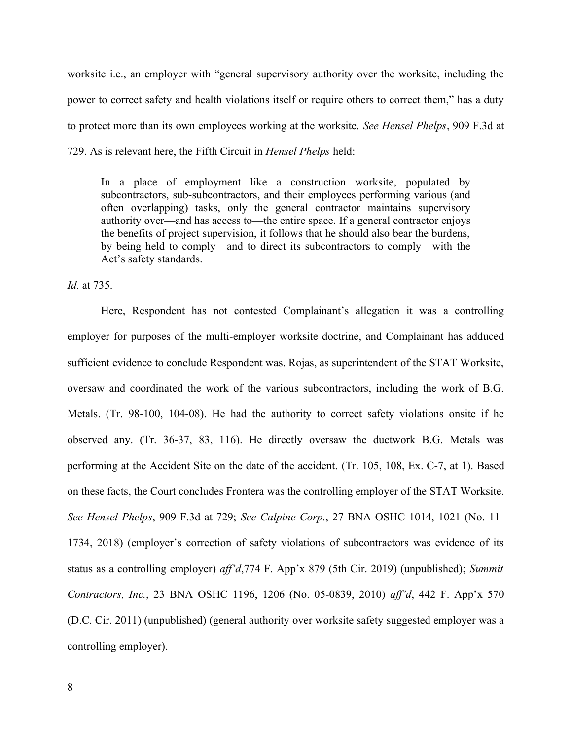worksite i.e., an employer with "general supervisory authority over the worksite, including the power to correct safety and health violations itself or require others to correct them," has a duty to protect more than its own employees working at the worksite. *See Hensel Phelps*, 909 F.3d at 729. As is relevant here, the Fifth Circuit in *Hensel Phelps* held:

> In a place of employment like a construction worksite, populated by subcontractors, sub-subcontractors, and their employees performing various (and often overlapping) tasks, only the general contractor maintains supervisory authority over—and has access to—the entire space. If a general contractor enjoys the benefits of project supervision, it follows that he should also bear the burdens, by being held to comply—and to direct its subcontractors to comply—with the Act's safety standards.

*Id.* at 735.

Here, Respondent has not contested Complainant's allegation it was a controlling employer for purposes of the multi-employer worksite doctrine, and Complainant has adduced sufficient evidence to conclude Respondent was. Rojas, as superintendent of the STAT Worksite, oversaw and coordinated the work of the various subcontractors, including the work of B.G. Metals. (Tr. 98-100, 104-08). He had the authority to correct safety violations onsite if he observed any. (Tr. 36-37, 83, 116). He directly oversaw the ductwork B.G. Metals was performing at the Accident Site on the date of the accident. (Tr. 105, 108, Ex. C-7, at 1). Based on these facts, the Court concludes Frontera was the controlling employer of the STAT Worksite. *See Hensel Phelps*, 909 F.3d at 729; *See Calpine Corp.*, 27 BNA OSHC 1014, 1021 (No. 11-1734, 2018) (employer's correction of safety violations of subcontractors was evidence of its status as a controlling employer) *aff'd*,774 F. App'x 879 (5th Cir. 2019) (unpublished); *Summit Contractors, Inc.*, 23 BNA OSHC 1196, 1206 (No. 05-0839, 2010) *aff'd*, 442 F. App'x 570 (D.C. Cir. 2011) (unpublished) (general authority over worksite safety suggested employer was a controlling employer).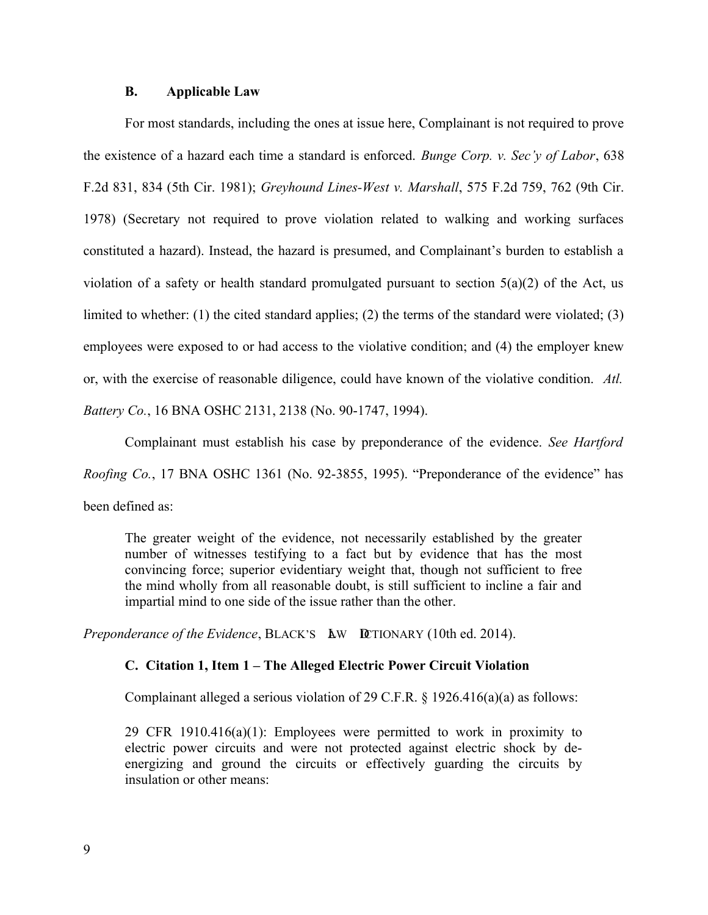### B. Applicable Law

For most standards, including the ones at issue here, Complainant is not required to prove the existence of a hazard each time a standard is enforced. *Bunge Corp. v. Sec'y of Labor*, 638 F.2d 831, 834 (5th Cir. 1981); *Greyhound Lines-West v. Marshall*, 575 F.2d 759, 762 (9th Cir. 1978) (Secretary not required to prove violation related to walking and working surfaces constituted a hazard). Instead, the hazard is presumed, and Complainant's burden to establish a violation of a safety or health standard promulgated pursuant to section 5(a)(2) of the Act, us limited to whether: (1) the cited standard applies; (2) the terms of the standard were violated; (3) employees were exposed to or had access to the violative condition; and (4) the employer knew or, with the exercise of reasonable diligence, could have known of the violative condition. *Atl. Battery Co.*, 16 BNA OSHC 2131, 2138 (No. 90-1747, 1994).

Complainant must establish his case by preponderance of the evidence. *See Hartford Roofing Co.*, 17 BNA OSHC 1361 (No. 92-3855, 1995). "Preponderance of the evidence" has been defined as:

> The greater weight of the evidence, not necessarily established by the greater number of witnesses testifying to a fact but by evidence that has the most convincing force; superior evidentiary weight that, though not sufficient to free the mind wholly from all reasonable doubt, is still sufficient to incline a fair and impartial mind to one side of the issue rather than the other.

*Preponderance of the Evidence*, BLACK'S LAW DICTIONARY (10th ed. 2014).

### C. Citation 1, Item 1 – The Alleged Electric Power Circuit Violation

Complainant alleged a serious violation of 29 C.F.R. § 1926.416(a)(a) as follows:

> 29 CFR 1910.416(a)(1): Employees were permitted to work in proximity to electric power circuits and were not protected against electric shock by de-energizing and ground the circuits or effectively guarding the circuits by insulation or other means: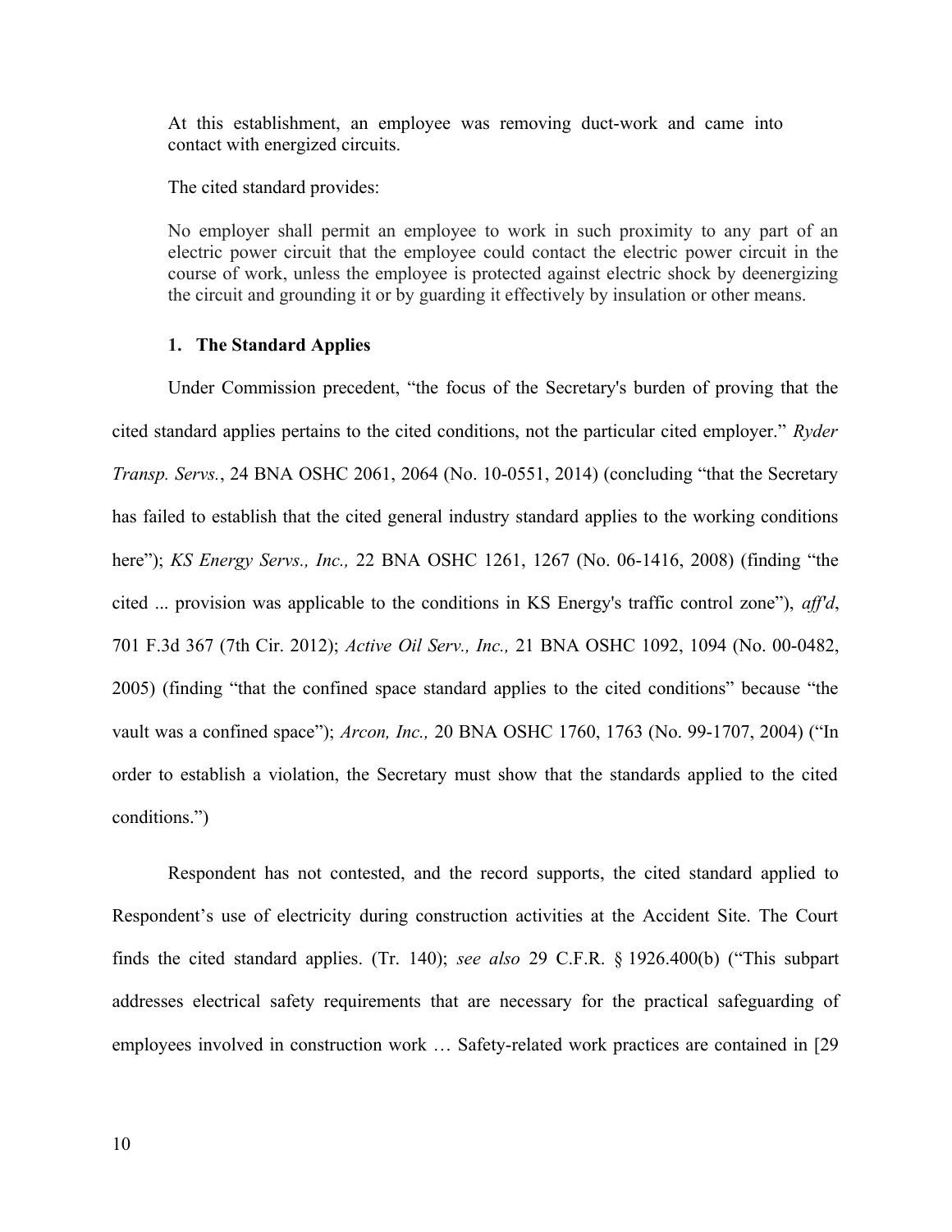> At this establishment, an employee was removing duct-work and came into contact with energized circuits.
>
> The cited standard provides:
>
> No employer shall permit an employee to work in such proximity to any part of an electric power circuit that the employee could contact the electric power circuit in the course of work, unless the employee is protected against electric shock by deenergizing the circuit and grounding it or by guarding it effectively by insulation or other means.

### 1. The Standard Applies

Under Commission precedent, "the focus of the Secretary's burden of proving that the cited standard applies pertains to the cited conditions, not the particular cited employer." *Ryder Transp. Servs.*, 24 BNA OSHC 2061, 2064 (No. 10-0551, 2014) (concluding "that the Secretary has failed to establish that the cited general industry standard applies to the working conditions here"); *KS Energy Servs., Inc.,* 22 BNA OSHC 1261, 1267 (No. 06-1416, 2008) (finding "the cited ... provision was applicable to the conditions in KS Energy's traffic control zone"), *aff'd*, 701 F.3d 367 (7th Cir. 2012); *Active Oil Serv., Inc.,* 21 BNA OSHC 1092, 1094 (No. 00-0482, 2005) (finding "that the confined space standard applies to the cited conditions" because "the vault was a confined space"); *Arcon, Inc.,* 20 BNA OSHC 1760, 1763 (No. 99-1707, 2004) ("In order to establish a violation, the Secretary must show that the standards applied to the cited conditions.")

Respondent has not contested, and the record supports, the cited standard applied to Respondent's use of electricity during construction activities at the Accident Site. The Court finds the cited standard applies. (Tr. 140); *see also* 29 C.F.R. § 1926.400(b) ("This subpart addresses electrical safety requirements that are necessary for the practical safeguarding of employees involved in construction work … Safety-related work practices are contained in [29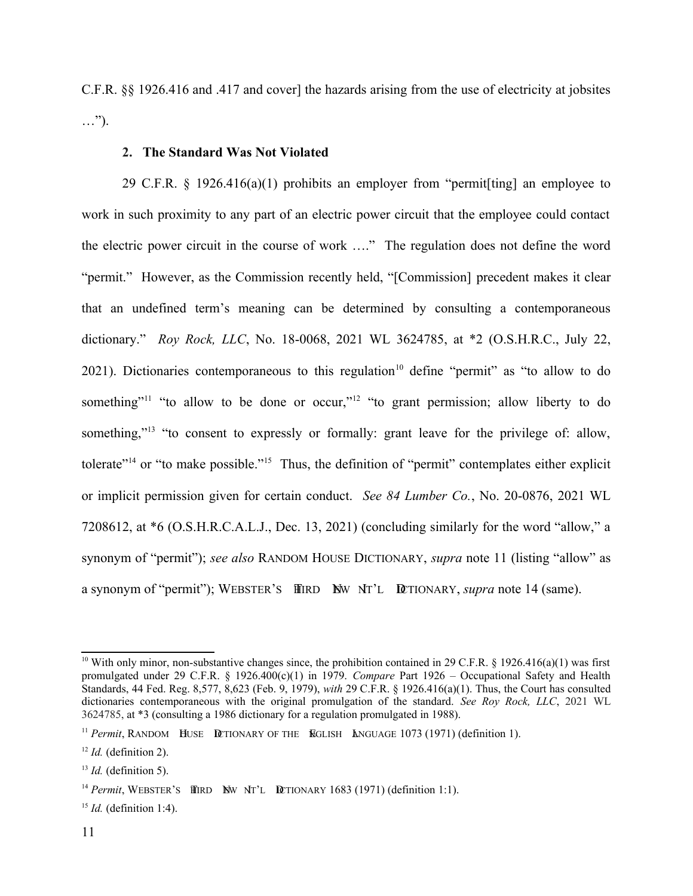C.F.R. §§ 1926.416 and .417 and cover] the hazards arising from the use of electricity at jobsites …").

### 2. The Standard Was Not Violated

29 C.F.R. § 1926.416(a)(1) prohibits an employer from "permit[ting] an employee to work in such proximity to any part of an electric power circuit that the employee could contact the electric power circuit in the course of work …." The regulation does not define the word "permit." However, as the Commission recently held, "[Commission] precedent makes it clear that an undefined term's meaning can be determined by consulting a contemporaneous dictionary." *Roy Rock, LLC*, No. 18-0068, 2021 WL 3624785, at *2 (O.S.H.R.C., July 22, 2021). Dictionaries contemporaneous to this regulation[10] define "permit" as "to allow to do something"[11] "to allow to be done or occur,"[12] "to grant permission; allow liberty to do something,"[13] "to consent to expressly or formally: grant leave for the privilege of: allow, tolerate"[14] or "to make possible."[15] Thus, the definition of "permit" contemplates either explicit or implicit permission given for certain conduct. *See 84 Lumber Co.*, No. 20-0876, 2021 WL 7208612, at *6 (O.S.H.R.C.A.L.J., Dec. 13, 2021) (concluding similarly for the word "allow," a synonym of "permit"); *see also* RANDOM HOUSE DICTIONARY, *supra* note 11 (listing "allow" as a synonym of "permit"); WEBSTER'S THIRD NEW INT'L DICTIONARY, *supra* note 14 (same).

---

[10] With only minor, non-substantive changes since, the prohibition contained in 29 C.F.R. § 1926.416(a)(1) was first promulgated under 29 C.F.R. § 1926.400(c)(1) in 1979. *Compare* Part 1926 – Occupational Safety and Health Standards, 44 Fed. Reg. 8,577, 8,623 (Feb. 9, 1979), *with* 29 C.F.R. § 1926.416(a)(1). Thus, the Court has consulted dictionaries contemporaneous with the original promulgation of the standard. *See Roy Rock, LLC*, 2021 WL 3624785, at *3 (consulting a 1986 dictionary for a regulation promulgated in 1988).

[11] *Permit*, RANDOM HOUSE DICTIONARY OF THE ENGLISH LANGUAGE 1073 (1971) (definition 1).

[12] *Id.* (definition 2).

[13] *Id.* (definition 5).

[14] *Permit*, WEBSTER'S THIRD NEW INT'L DICTIONARY 1683 (1971) (definition 1:1).

[15] *Id.* (definition 1:4).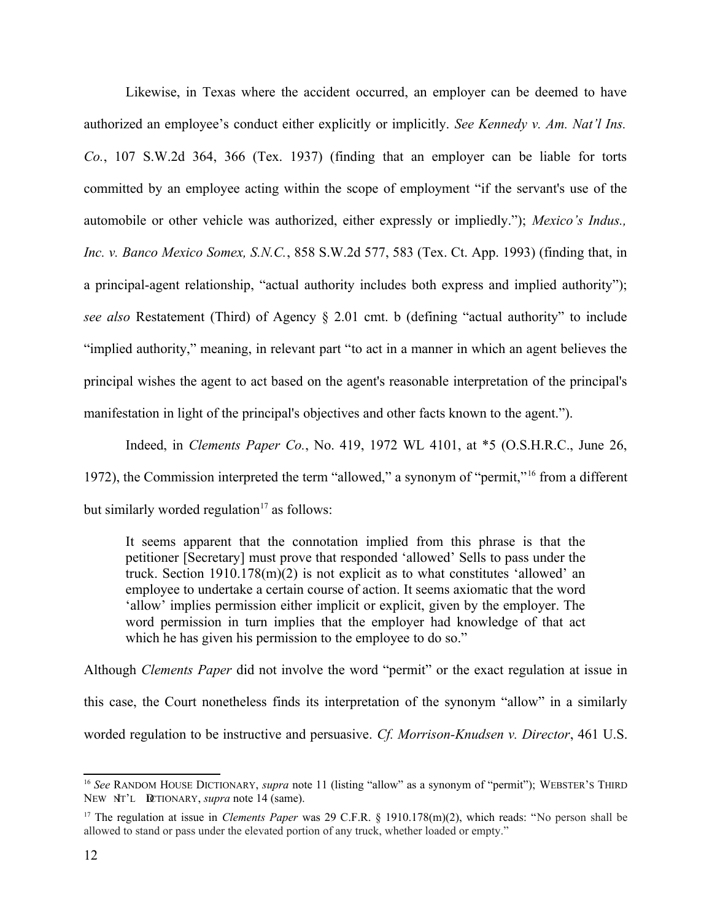Likewise, in Texas where the accident occurred, an employer can be deemed to have authorized an employee's conduct either explicitly or implicitly. *See Kennedy v. Am. Nat'l Ins. Co.*, 107 S.W.2d 364, 366 (Tex. 1937) (finding that an employer can be liable for torts committed by an employee acting within the scope of employment "if the servant's use of the automobile or other vehicle was authorized, either expressly or impliedly."); *Mexico's Indus., Inc. v. Banco Mexico Somex, S.N.C.*, 858 S.W.2d 577, 583 (Tex. Ct. App. 1993) (finding that, in a principal-agent relationship, "actual authority includes both express and implied authority"); *see also* Restatement (Third) of Agency § 2.01 cmt. b (defining "actual authority" to include "implied authority," meaning, in relevant part "to act in a manner in which an agent believes the principal wishes the agent to act based on the agent's reasonable interpretation of the principal's manifestation in light of the principal's objectives and other facts known to the agent.").

Indeed, in *Clements Paper Co.*, No. 419, 1972 WL 4101, at *5 (O.S.H.R.C., June 26, 1972), the Commission interpreted the term "allowed," a synonym of "permit,"[16] from a different but similarly worded regulation[17] as follows:

> It seems apparent that the connotation implied from this phrase is that the petitioner [Secretary] must prove that responded 'allowed' Sells to pass under the truck. Section 1910.178(m)(2) is not explicit as to what constitutes 'allowed' an employee to undertake a certain course of action. It seems axiomatic that the word 'allow' implies permission either implicit or explicit, given by the employer. The word permission in turn implies that the employer had knowledge of that act which he has given his permission to the employee to do so."

Although *Clements Paper* did not involve the word "permit" or the exact regulation at issue in this case, the Court nonetheless finds its interpretation of the synonym "allow" in a similarly worded regulation to be instructive and persuasive. *Cf. Morrison-Knudsen v. Director*, 461 U.S.

---

[16] *See* RANDOM HOUSE DICTIONARY, *supra* note 11 (listing "allow" as a synonym of "permit"); WEBSTER'S THIRD NEW INT'L DICTIONARY, *supra* note 14 (same).

[17] The regulation at issue in *Clements Paper* was 29 C.F.R. § 1910.178(m)(2), which reads: "No person shall be allowed to stand or pass under the elevated portion of any truck, whether loaded or empty."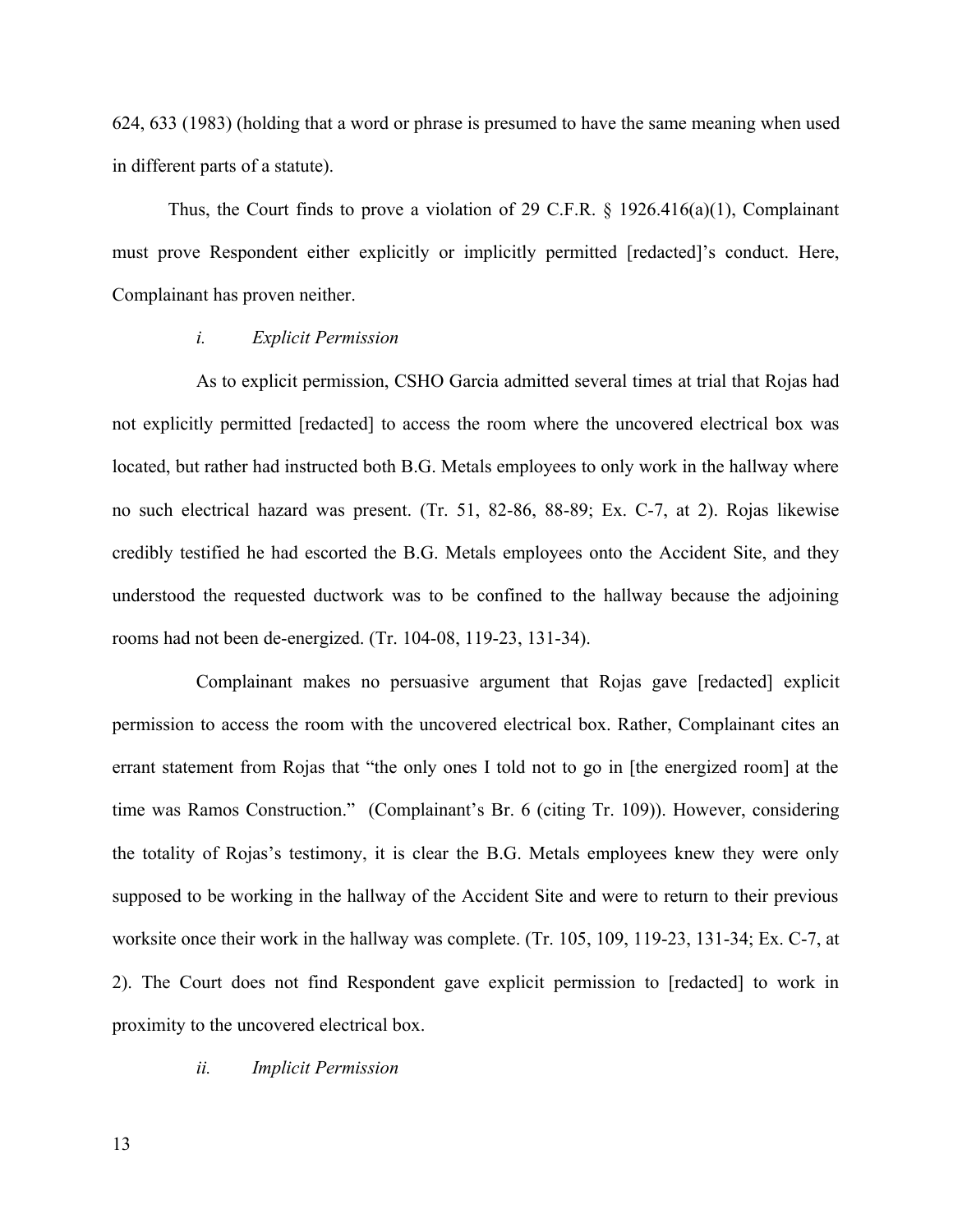624, 633 (1983) (holding that a word or phrase is presumed to have the same meaning when used in different parts of a statute).

Thus, the Court finds to prove a violation of 29 C.F.R. § 1926.416(a)(1), Complainant must prove Respondent either explicitly or implicitly permitted [redacted]'s conduct. Here, Complainant has proven neither.

*i. Explicit Permission*

As to explicit permission, CSHO Garcia admitted several times at trial that Rojas had not explicitly permitted [redacted] to access the room where the uncovered electrical box was located, but rather had instructed both B.G. Metals employees to only work in the hallway where no such electrical hazard was present. (Tr. 51, 82-86, 88-89; Ex. C-7, at 2). Rojas likewise credibly testified he had escorted the B.G. Metals employees onto the Accident Site, and they understood the requested ductwork was to be confined to the hallway because the adjoining rooms had not been de-energized. (Tr. 104-08, 119-23, 131-34).

Complainant makes no persuasive argument that Rojas gave [redacted] explicit permission to access the room with the uncovered electrical box. Rather, Complainant cites an errant statement from Rojas that "the only ones I told not to go in [the energized room] at the time was Ramos Construction." (Complainant's Br. 6 (citing Tr. 109)). However, considering the totality of Rojas's testimony, it is clear the B.G. Metals employees knew they were only supposed to be working in the hallway of the Accident Site and were to return to their previous worksite once their work in the hallway was complete. (Tr. 105, 109, 119-23, 131-34; Ex. C-7, at 2). The Court does not find Respondent gave explicit permission to [redacted] to work in proximity to the uncovered electrical box.

*ii. Implicit Permission*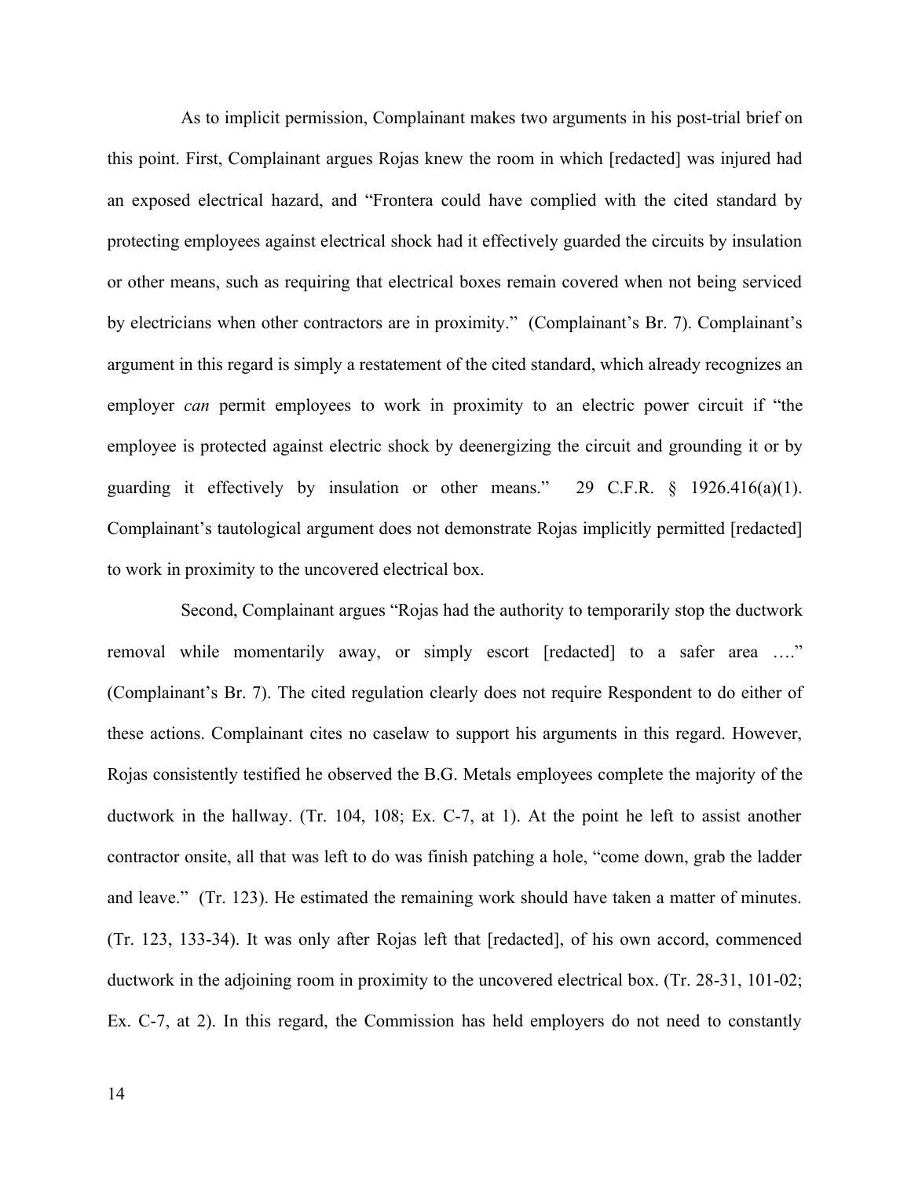As to implicit permission, Complainant makes two arguments in his post-trial brief on this point. First, Complainant argues Rojas knew the room in which [redacted] was injured had an exposed electrical hazard, and "Frontera could have complied with the cited standard by protecting employees against electrical shock had it effectively guarded the circuits by insulation or other means, such as requiring that electrical boxes remain covered when not being serviced by electricians when other contractors are in proximity." (Complainant's Br. 7). Complainant's argument in this regard is simply a restatement of the cited standard, which already recognizes an employer *can* permit employees to work in proximity to an electric power circuit if "the employee is protected against electric shock by deenergizing the circuit and grounding it or by guarding it effectively by insulation or other means." 29 C.F.R. § 1926.416(a)(1). Complainant's tautological argument does not demonstrate Rojas implicitly permitted [redacted] to work in proximity to the uncovered electrical box.

Second, Complainant argues "Rojas had the authority to temporarily stop the ductwork removal while momentarily away, or simply escort [redacted] to a safer area …." (Complainant's Br. 7). The cited regulation clearly does not require Respondent to do either of these actions. Complainant cites no caselaw to support his arguments in this regard. However, Rojas consistently testified he observed the B.G. Metals employees complete the majority of the ductwork in the hallway. (Tr. 104, 108; Ex. C-7, at 1). At the point he left to assist another contractor onsite, all that was left to do was finish patching a hole, "come down, grab the ladder and leave." (Tr. 123). He estimated the remaining work should have taken a matter of minutes. (Tr. 123, 133-34). It was only after Rojas left that [redacted], of his own accord, commenced ductwork in the adjoining room in proximity to the uncovered electrical box. (Tr. 28-31, 101-02; Ex. C-7, at 2). In this regard, the Commission has held employers do not need to constantly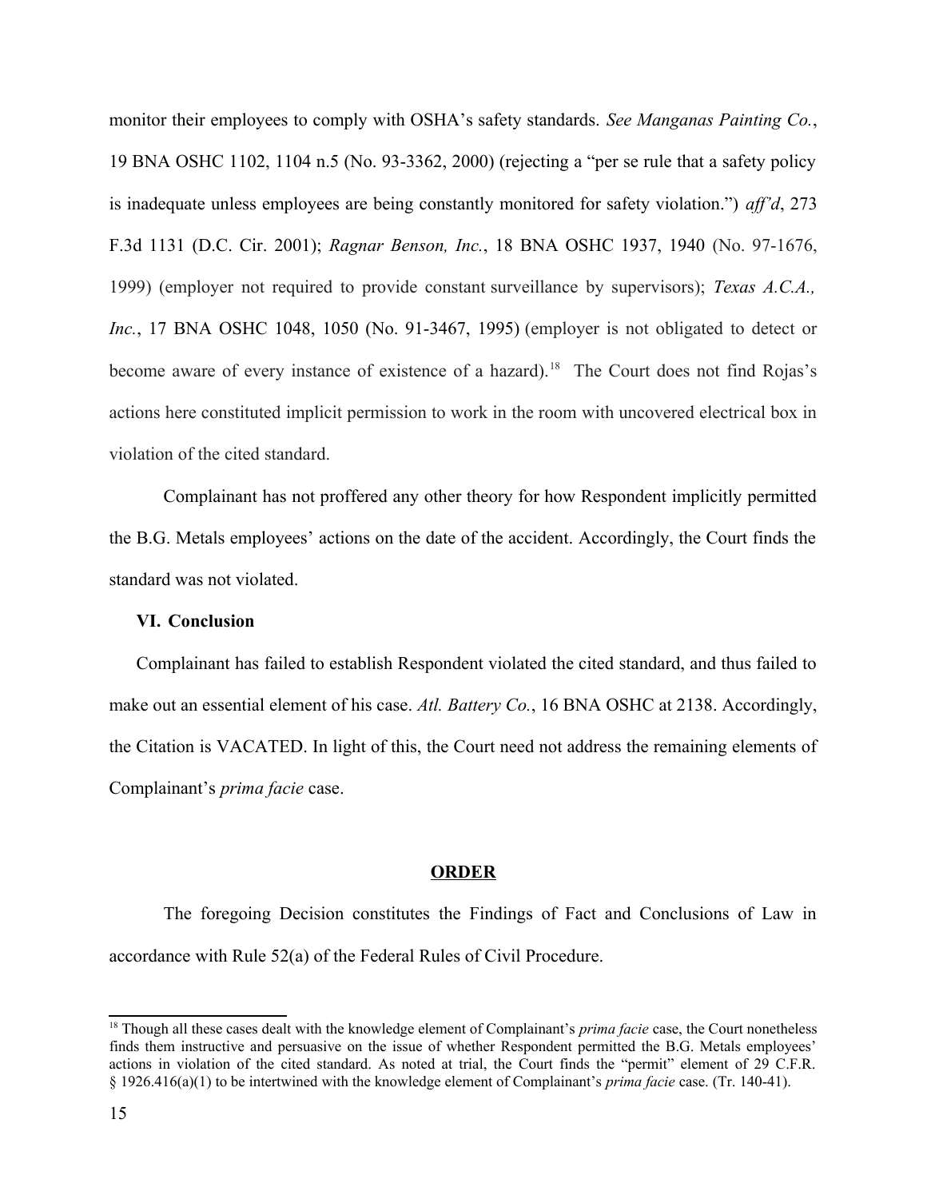monitor their employees to comply with OSHA's safety standards. *See Manganas Painting Co.*, 19 BNA OSHC 1102, 1104 n.5 (No. 93-3362, 2000) (rejecting a "per se rule that a safety policy is inadequate unless employees are being constantly monitored for safety violation.") *aff'd*, 273 F.3d 1131 (D.C. Cir. 2001); *Ragnar Benson, Inc.*, 18 BNA OSHC 1937, 1940 (No. 97-1676, 1999) (employer not required to provide constant surveillance by supervisors); *Texas A.C.A., Inc.*, 17 BNA OSHC 1048, 1050 (No. 91-3467, 1995) (employer is not obligated to detect or become aware of every instance of existence of a hazard).[18] The Court does not find Rojas's actions here constituted implicit permission to work in the room with uncovered electrical box in violation of the cited standard.

Complainant has not proffered any other theory for how Respondent implicitly permitted the B.G. Metals employees' actions on the date of the accident. Accordingly, the Court finds the standard was not violated.

## VI. Conclusion

Complainant has failed to establish Respondent violated the cited standard, and thus failed to make out an essential element of his case. *Atl. Battery Co.*, 16 BNA OSHC at 2138. Accordingly, the Citation is VACATED. In light of this, the Court need not address the remaining elements of Complainant's *prima facie* case.

## ORDER

The foregoing Decision constitutes the Findings of Fact and Conclusions of Law in accordance with Rule 52(a) of the Federal Rules of Civil Procedure.

---

[18] Though all these cases dealt with the knowledge element of Complainant's *prima facie* case, the Court nonetheless finds them instructive and persuasive on the issue of whether Respondent permitted the B.G. Metals employees' actions in violation of the cited standard. As noted at trial, the Court finds the "permit" element of 29 C.F.R. § 1926.416(a)(1) to be intertwined with the knowledge element of Complainant's *prima facie* case. (Tr. 140-41).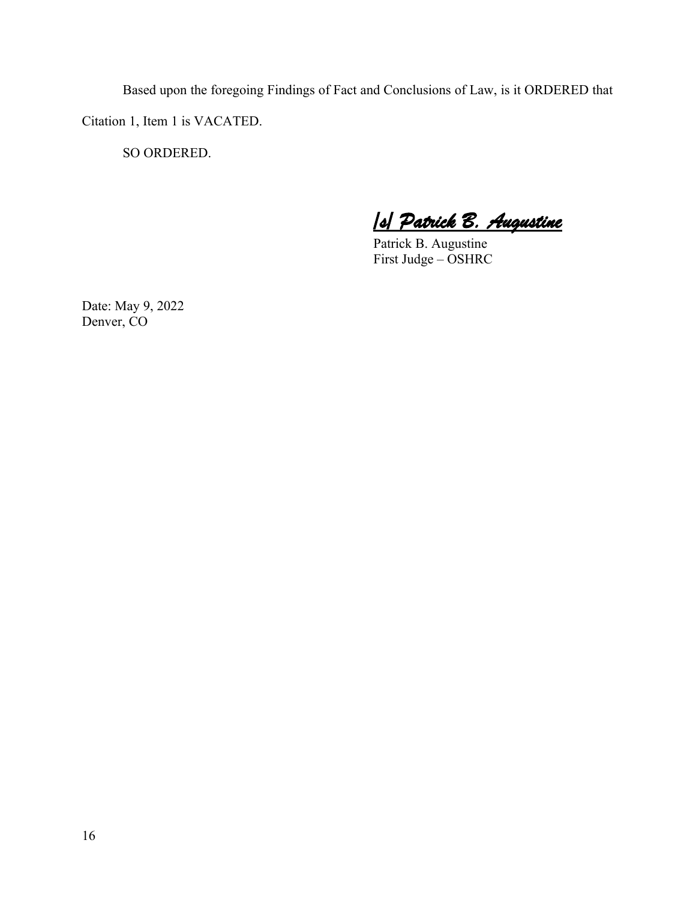Based upon the foregoing Findings of Fact and Conclusions of Law, is it ORDERED that Citation 1, Item 1 is VACATED.

SO ORDERED.

*/s/ Patrick B. Augustine*

Patrick B. Augustine
First Judge – OSHRC

Date: May 9, 2022
Denver, CO